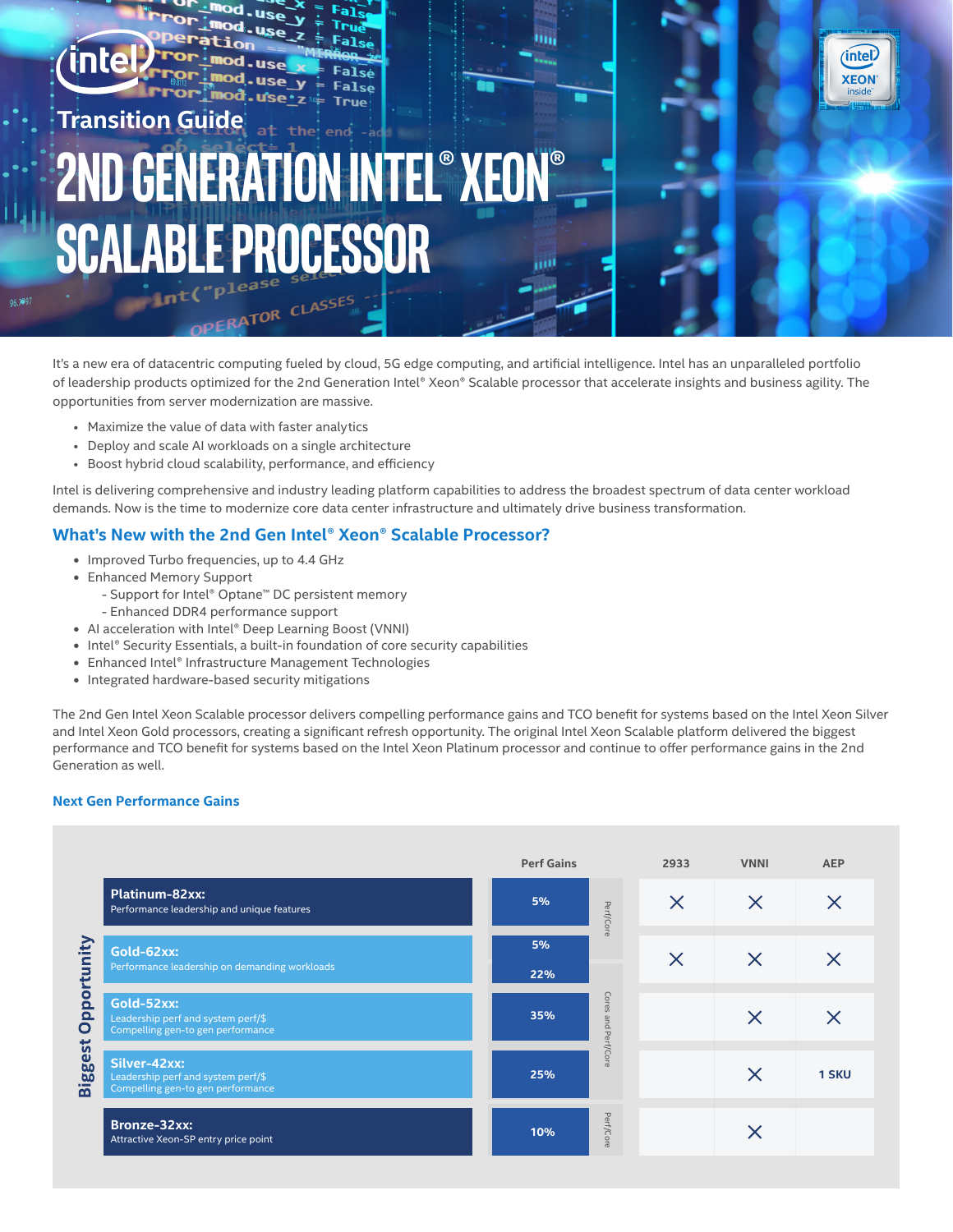Transition Guide

# 2ND GENERATION INTEL® XEON® SCALABLE PROCESSOR

It's a new era of datacentric computing fueled by cloud, 5G edge computing, and artificial intelligence. Intel has an unparalleled portfolio of leadership products optimized for the 2nd Generation Intel® Xeon® Scalable processor that accelerate insights and business agility. The opportunities from server modernization are massive.

- Maximize the value of data with faster analytics
- Deploy and scale AI workloads on a single architecture
- Boost hybrid cloud scalability, performance, and efficiency

Intel is delivering comprehensive and industry leading platform capabilities to address the broadest spectrum of data center workload demands. Now is the time to modernize core data center infrastructure and ultimately drive business transformation.

## What's New with the 2nd Gen Intel® Xeon® Scalable Processor?

- Improved Turbo frequencies, up to 4.4 GHz
- Enhanced Memory Support
  - Support for Intel® Optane™ DC persistent memory
  - Enhanced DDR4 performance support
- AI acceleration with Intel® Deep Learning Boost (VNNI)
- Intel® Security Essentials, a built-in foundation of core security capabilities
- Enhanced Intel® Infrastructure Management Technologies
- Integrated hardware-based security mitigations

The 2nd Gen Intel Xeon Scalable processor delivers compelling performance gains and TCO benefit for systems based on the Intel Xeon Silver and Intel Xeon Gold processors, creating a significant refresh opportunity. The original Intel Xeon Scalable platform delivered the biggest performance and TCO benefit for systems based on the Intel Xeon Platinum processor and continue to offer performance gains in the 2nd Generation as well.

### Next Gen Performance Gains

| Biggest Opportunity | Perf Gains | | 2933 | VNNI | AEP |
|---|---|---|---|---|---|
| **Platinum-82xx:** Performance leadership and unique features | 5% | Perf/Core | X | X | X |
| **Gold-62xx:** Performance leadership on demanding workloads | 5% / 22% | Perf/Core / Cores and Perf/Core | X | X | X |
| **Gold-52xx:** Leadership perf and system perf/$ Compelling gen-to gen performance | 35% | Cores and Perf/Core | | X | X |
| **Silver-42xx:** Leadership perf and system perf/$ Compelling gen-to gen performance | 25% | Cores and Perf/Core | | X | 1 SKU |
| **Bronze-32xx:** Attractive Xeon-SP entry price point | 10% | Perf/Core | | X | |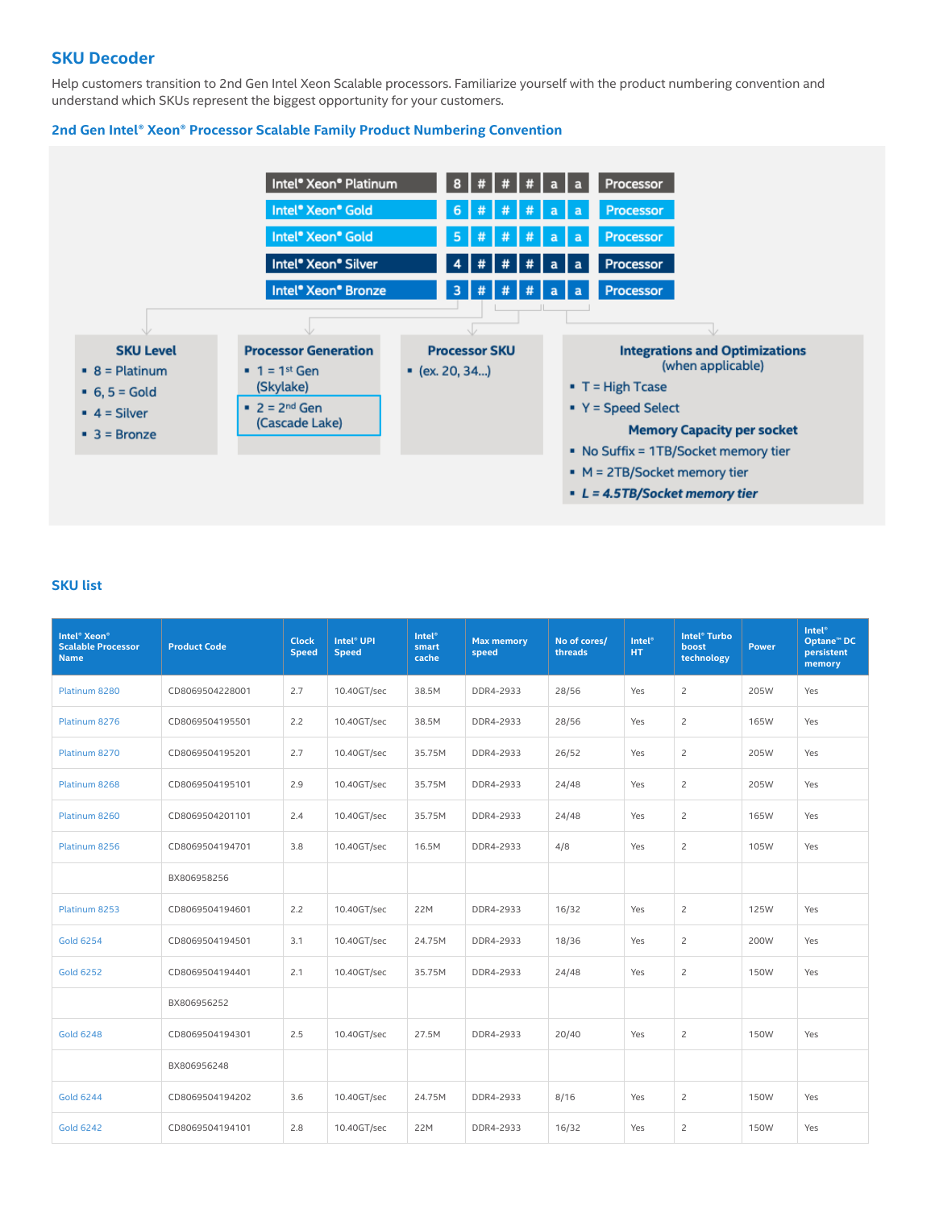## SKU Decoder

Help customers transition to 2nd Gen Intel Xeon Scalable processors. Familiarize yourself with the product numbering convention and understand which SKUs represent the biggest opportunity for your customers.

### 2nd Gen Intel® Xeon® Processor Scalable Family Product Numbering Convention

| | | | | | | | |
|---|---|---|---|---|---|---|---|
| Intel® Xeon® Platinum | 8 | # | # | # | a | a | Processor |
| Intel® Xeon® Gold | 6 | # | # | # | a | a | Processor |
| Intel® Xeon® Gold | 5 | # | # | # | a | a | Processor |
| Intel® Xeon® Silver | 4 | # | # | # | a | a | Processor |
| Intel® Xeon® Bronze | 3 | # | # | # | a | a | Processor |

**SKU Level**
- 8 = Platinum
- 6, 5 = Gold
- 4 = Silver
- 3 = Bronze

**Processor Generation**
- 1 = 1st Gen (Skylake)
- 2 = 2nd Gen (Cascade Lake)

**Processor SKU**
- (ex. 20, 34...)

**Integrations and Optimizations** (when applicable)
- T = High Tcase
- Y = Speed Select

**Memory Capacity per socket**
- No Suffix = 1TB/Socket memory tier
- M = 2TB/Socket memory tier
- ***L = 4.5TB/Socket memory tier***

### SKU list

| Intel® Xeon® Scalable Processor Name | Product Code | Clock Speed | Intel® UPI Speed | Intel® smart cache | Max memory speed | No of cores/ threads | Intel® HT | Intel® Turbo boost technology | Power | Intel® Optane™ DC persistent memory |
|---|---|---|---|---|---|---|---|---|---|---|
| Platinum 8280 | CD8069504228001 | 2.7 | 10.40GT/sec | 38.5M | DDR4-2933 | 28/56 | Yes | 2 | 205W | Yes |
| Platinum 8276 | CD8069504195501 | 2.2 | 10.40GT/sec | 38.5M | DDR4-2933 | 28/56 | Yes | 2 | 165W | Yes |
| Platinum 8270 | CD8069504195201 | 2.7 | 10.40GT/sec | 35.75M | DDR4-2933 | 26/52 | Yes | 2 | 205W | Yes |
| Platinum 8268 | CD8069504195101 | 2.9 | 10.40GT/sec | 35.75M | DDR4-2933 | 24/48 | Yes | 2 | 205W | Yes |
| Platinum 8260 | CD8069504201101 | 2.4 | 10.40GT/sec | 35.75M | DDR4-2933 | 24/48 | Yes | 2 | 165W | Yes |
| Platinum 8256 | CD8069504194701 | 3.8 | 10.40GT/sec | 16.5M | DDR4-2933 | 4/8 | Yes | 2 | 105W | Yes |
| | BX806958256 | | | | | | | | | |
| Platinum 8253 | CD8069504194601 | 2.2 | 10.40GT/sec | 22M | DDR4-2933 | 16/32 | Yes | 2 | 125W | Yes |
| Gold 6254 | CD8069504194501 | 3.1 | 10.40GT/sec | 24.75M | DDR4-2933 | 18/36 | Yes | 2 | 200W | Yes |
| Gold 6252 | CD8069504194401 | 2.1 | 10.40GT/sec | 35.75M | DDR4-2933 | 24/48 | Yes | 2 | 150W | Yes |
| | BX806956252 | | | | | | | | | |
| Gold 6248 | CD8069504194301 | 2.5 | 10.40GT/sec | 27.5M | DDR4-2933 | 20/40 | Yes | 2 | 150W | Yes |
| | BX806956248 | | | | | | | | | |
| Gold 6244 | CD8069504194202 | 3.6 | 10.40GT/sec | 24.75M | DDR4-2933 | 8/16 | Yes | 2 | 150W | Yes |
| Gold 6242 | CD8069504194101 | 2.8 | 10.40GT/sec | 22M | DDR4-2933 | 16/32 | Yes | 2 | 150W | Yes |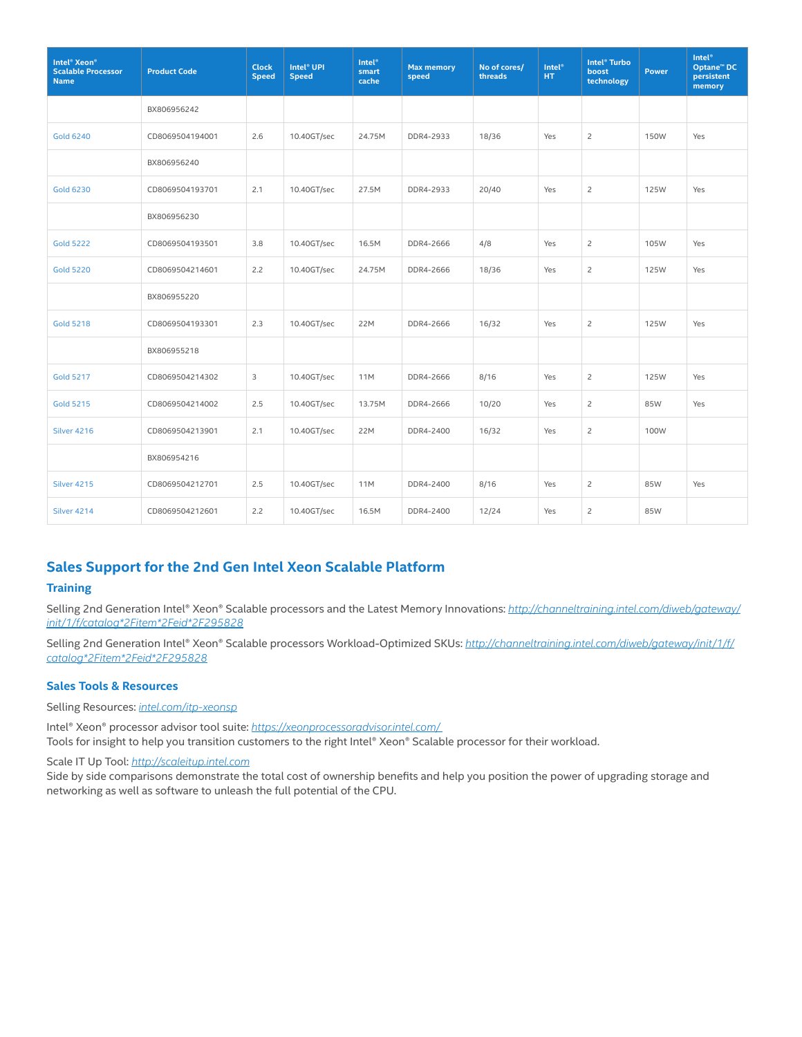| Intel® Xeon® Scalable Processor Name | Product Code | Clock Speed | Intel® UPI Speed | Intel® smart cache | Max memory speed | No of cores/ threads | Intel® HT | Intel® Turbo boost technology | Power | Intel® Optane™ DC persistent memory |
|---|---|---|---|---|---|---|---|---|---|---|
| | BX806956242 | | | | | | | | | |
| Gold 6240 | CD8069504194001 | 2.6 | 10.40GT/sec | 24.75M | DDR4-2933 | 18/36 | Yes | 2 | 150W | Yes |
| | BX806956240 | | | | | | | | | |
| Gold 6230 | CD8069504193701 | 2.1 | 10.40GT/sec | 27.5M | DDR4-2933 | 20/40 | Yes | 2 | 125W | Yes |
| | BX806956230 | | | | | | | | | |
| Gold 5222 | CD8069504193501 | 3.8 | 10.40GT/sec | 16.5M | DDR4-2666 | 4/8 | Yes | 2 | 105W | Yes |
| Gold 5220 | CD8069504214601 | 2.2 | 10.40GT/sec | 24.75M | DDR4-2666 | 18/36 | Yes | 2 | 125W | Yes |
| | BX806955220 | | | | | | | | | |
| Gold 5218 | CD8069504193301 | 2.3 | 10.40GT/sec | 22M | DDR4-2666 | 16/32 | Yes | 2 | 125W | Yes |
| | BX806955218 | | | | | | | | | |
| Gold 5217 | CD8069504214302 | 3 | 10.40GT/sec | 11M | DDR4-2666 | 8/16 | Yes | 2 | 125W | Yes |
| Gold 5215 | CD8069504214002 | 2.5 | 10.40GT/sec | 13.75M | DDR4-2666 | 10/20 | Yes | 2 | 85W | Yes |
| Silver 4216 | CD8069504213901 | 2.1 | 10.40GT/sec | 22M | DDR4-2400 | 16/32 | Yes | 2 | 100W | |
| | BX806954216 | | | | | | | | | |
| Silver 4215 | CD8069504212701 | 2.5 | 10.40GT/sec | 11M | DDR4-2400 | 8/16 | Yes | 2 | 85W | Yes |
| Silver 4214 | CD8069504212601 | 2.2 | 10.40GT/sec | 16.5M | DDR4-2400 | 12/24 | Yes | 2 | 85W | |

## Sales Support for the 2nd Gen Intel Xeon Scalable Platform

### Training

Selling 2nd Generation Intel® Xeon® Scalable processors and the Latest Memory Innovations: *http://channeltraining.intel.com/diweb/gateway/init/1/f/catalog*2Fitem*2Feid*2F295828*

Selling 2nd Generation Intel® Xeon® Scalable processors Workload-Optimized SKUs: *http://channeltraining.intel.com/diweb/gateway/init/1/f/catalog*2Fitem*2Feid*2F295828*

### Sales Tools & Resources

Selling Resources: *intel.com/itp-xeonsp*

Intel® Xeon® processor advisor tool suite: *https://xeonprocessoradvisor.intel.com/*
Tools for insight to help you transition customers to the right Intel® Xeon® Scalable processor for their workload.

Scale IT Up Tool: *http://scaleitup.intel.com*
Side by side comparisons demonstrate the total cost of ownership benefits and help you position the power of upgrading storage and networking as well as software to unleash the full potential of the CPU.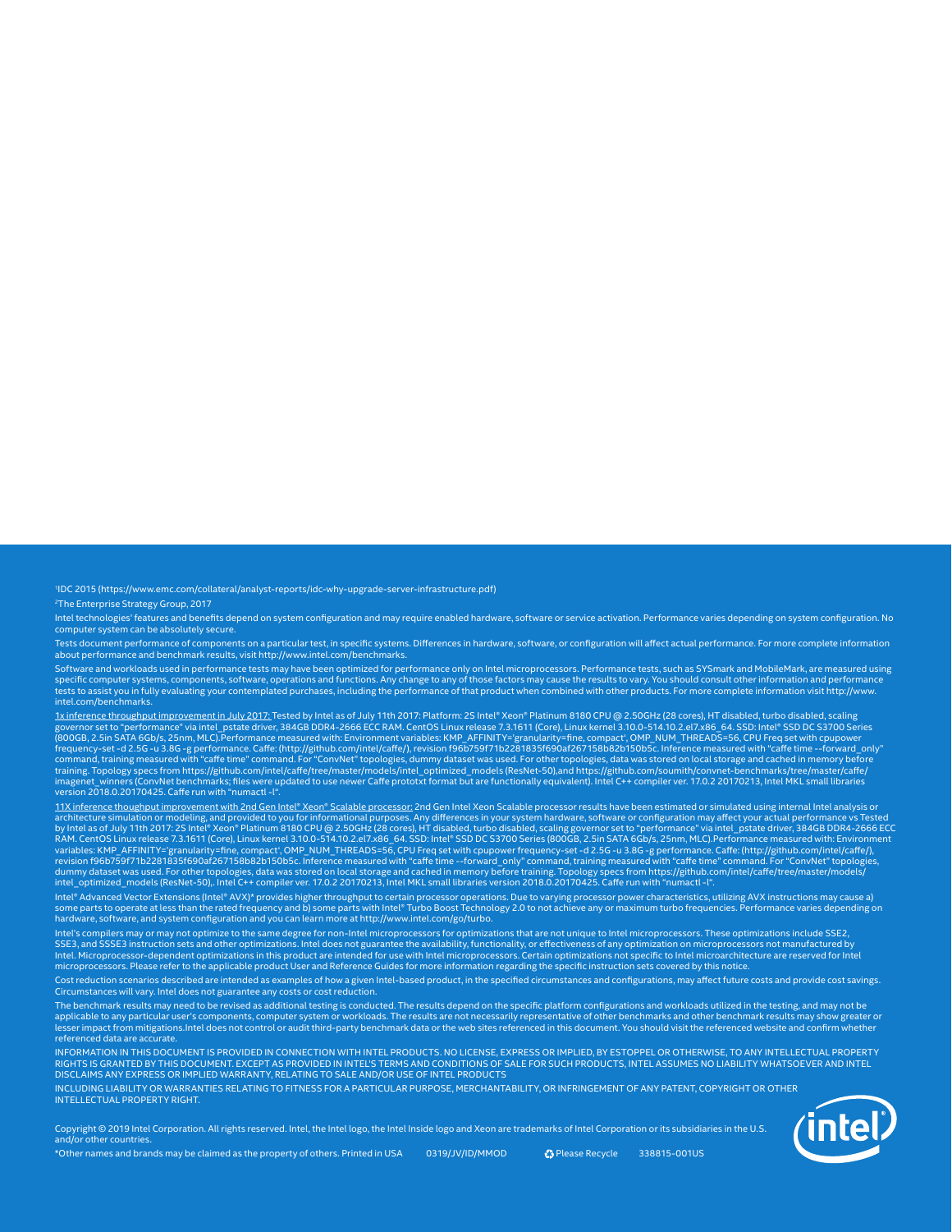[1]IDC 2015 (https://www.emc.com/collateral/analyst-reports/idc-why-upgrade-server-infrastructure.pdf)

[2]The Enterprise Strategy Group, 2017

Intel technologies' features and benefits depend on system configuration and may require enabled hardware, software or service activation. Performance varies depending on system configuration. No computer system can be absolutely secure.

Tests document performance of components on a particular test, in specific systems. Differences in hardware, software, or configuration will affect actual performance. For more complete information about performance and benchmark results, visit http://www.intel.com/benchmarks.

Software and workloads used in performance tests may have been optimized for performance only on Intel microprocessors. Performance tests, such as SYSmark and MobileMark, are measured using specific computer systems, components, software, operations and functions. Any change to any of those factors may cause the results to vary. You should consult other information and performance tests to assist you in fully evaluating your contemplated purchases, including the performance of that product when combined with other products. For more complete information visit http://www.intel.com/benchmarks.

1x inference throughput improvement in July 2017: Tested by Intel as of July 11th 2017: Platform: 2S Intel® Xeon® Platinum 8180 CPU @ 2.50GHz (28 cores), HT disabled, turbo disabled, scaling governor set to "performance" via intel_pstate driver, 384GB DDR4-2666 ECC RAM. CentOS Linux release 7.3.1611 (Core), Linux kernel 3.10.0-514.10.2.el7.x86_64. SSD: Intel® SSD DC S3700 Series (800GB, 2.5in SATA 6Gb/s, 25nm, MLC).Performance measured with: Environment variables: KMP_AFFINITY='granularity=fine, compact', OMP_NUM_THREADS=56, CPU Freq set with cpupower frequency-set -d 2.5G -u 3.8G -g performance. Caffe: (http://github.com/intel/caffe/), revision f96b759f71b2281835f690af267158b82b150b5c. Inference measured with "caffe time --forward_only" command, training measured with "caffe time" command. For "ConvNet" topologies, dummy dataset was used. For other topologies, data was stored on local storage and cached in memory before training. Topology specs from https://github.com/intel/caffe/tree/master/models/intel_optimized_models (ResNet-50),and https://github.com/soumith/convnet-benchmarks/tree/master/caffe/imagenet_winners (ConvNet benchmarks; files were updated to use newer Caffe prototxt format but are functionally equivalent). Intel C++ compiler ver. 17.0.2 20170213, Intel MKL small libraries version 2018.0.20170425. Caffe run with "numactl -l".

11X inference thoughput improvement with 2nd Gen Intel® Xeon® Scalable processor: 2nd Gen Intel Xeon Scalable processor results have been estimated or simulated using internal Intel analysis or architecture simulation or modeling, and provided to you for informational purposes. Any differences in your system hardware, software or configuration may affect your actual performance vs Tested by Intel as of July 11th 2017: 2S Intel® Xeon® Platinum 8180 CPU @ 2.50GHz (28 cores), HT disabled, turbo disabled, scaling governor set to "performance" via intel_pstate driver, 384GB DDR4-2666 ECC RAM. CentOS Linux release 7.3.1611 (Core), Linux kernel 3.10.0-514.10.2.el7.x86_64. SSD: Intel® SSD DC S3700 Series (800GB, 2.5in SATA 6Gb/s, 25nm, MLC).Performance measured with: Environment variables: KMP_AFFINITY='granularity=fine, compact', OMP_NUM_THREADS=56, CPU Freq set with cpupower frequency-set -d 2.5G -u 3.8G -g performance. Caffe: (http://github.com/intel/caffe/), revision f96b759f71b2281835f690af267158b82b150b5c. Inference measured with "caffe time --forward_only" command, training measured with "caffe time" command. For "ConvNet" topologies, dummy dataset was used. For other topologies, data was stored on local storage and cached in memory before training. Topology specs from https://github.com/intel/caffe/tree/master/models/intel_optimized_models (ResNet-50),. Intel C++ compiler ver. 17.0.2 20170213, Intel MKL small libraries version 2018.0.20170425. Caffe run with "numactl -l".

Intel® Advanced Vector Extensions (Intel® AVX)* provides higher throughput to certain processor operations. Due to varying processor power characteristics, utilizing AVX instructions may cause a) some parts to operate at less than the rated frequency and b) some parts with Intel® Turbo Boost Technology 2.0 to not achieve any or maximum turbo frequencies. Performance varies depending on hardware, software, and system configuration and you can learn more at http://www.intel.com/go/turbo.

Intel's compilers may or may not optimize to the same degree for non-Intel microprocessors for optimizations that are not unique to Intel microprocessors. These optimizations include SSE2, SSE3, and SSSE3 instruction sets and other optimizations. Intel does not guarantee the availability, functionality, or effectiveness of any optimization on microprocessors not manufactured by Intel. Microprocessor-dependent optimizations in this product are intended for use with Intel microprocessors. Certain optimizations not specific to Intel microarchitecture are reserved for Intel microprocessors. Please refer to the applicable product User and Reference Guides for more information regarding the specific instruction sets covered by this notice.

Cost reduction scenarios described are intended as examples of how a given Intel-based product, in the specified circumstances and configurations, may affect future costs and provide cost savings. Circumstances will vary. Intel does not guarantee any costs or cost reduction.

The benchmark results may need to be revised as additional testing is conducted. The results depend on the specific platform configurations and workloads utilized in the testing, and may not be applicable to any particular user's components, computer system or workloads. The results are not necessarily representative of other benchmarks and other benchmark results may show greater or lesser impact from mitigations.Intel does not control or audit third-party benchmark data or the web sites referenced in this document. You should visit the referenced website and confirm whether referenced data are accurate.

INFORMATION IN THIS DOCUMENT IS PROVIDED IN CONNECTION WITH INTEL PRODUCTS. NO LICENSE, EXPRESS OR IMPLIED, BY ESTOPPEL OR OTHERWISE, TO ANY INTELLECTUAL PROPERTY RIGHTS IS GRANTED BY THIS DOCUMENT. EXCEPT AS PROVIDED IN INTEL'S TERMS AND CONDITIONS OF SALE FOR SUCH PRODUCTS, INTEL ASSUMES NO LIABILITY WHATSOEVER AND INTEL DISCLAIMS ANY EXPRESS OR IMPLIED WARRANTY, RELATING TO SALE AND/OR USE OF INTEL PRODUCTS

INCLUDING LIABILITY OR WARRANTIES RELATING TO FITNESS FOR A PARTICULAR PURPOSE, MERCHANTABILITY, OR INFRINGEMENT OF ANY PATENT, COPYRIGHT OR OTHER INTELLECTUAL PROPERTY RIGHT.

Copyright © 2019 Intel Corporation. All rights reserved. Intel, the Intel logo, the Intel Inside logo and Xeon are trademarks of Intel Corporation or its subsidiaries in the U.S. and/or other countries.

*Other names and brands may be claimed as the property of others. Printed in USA 0319/JV/ID/MMOD Please Recycle 338815-001US